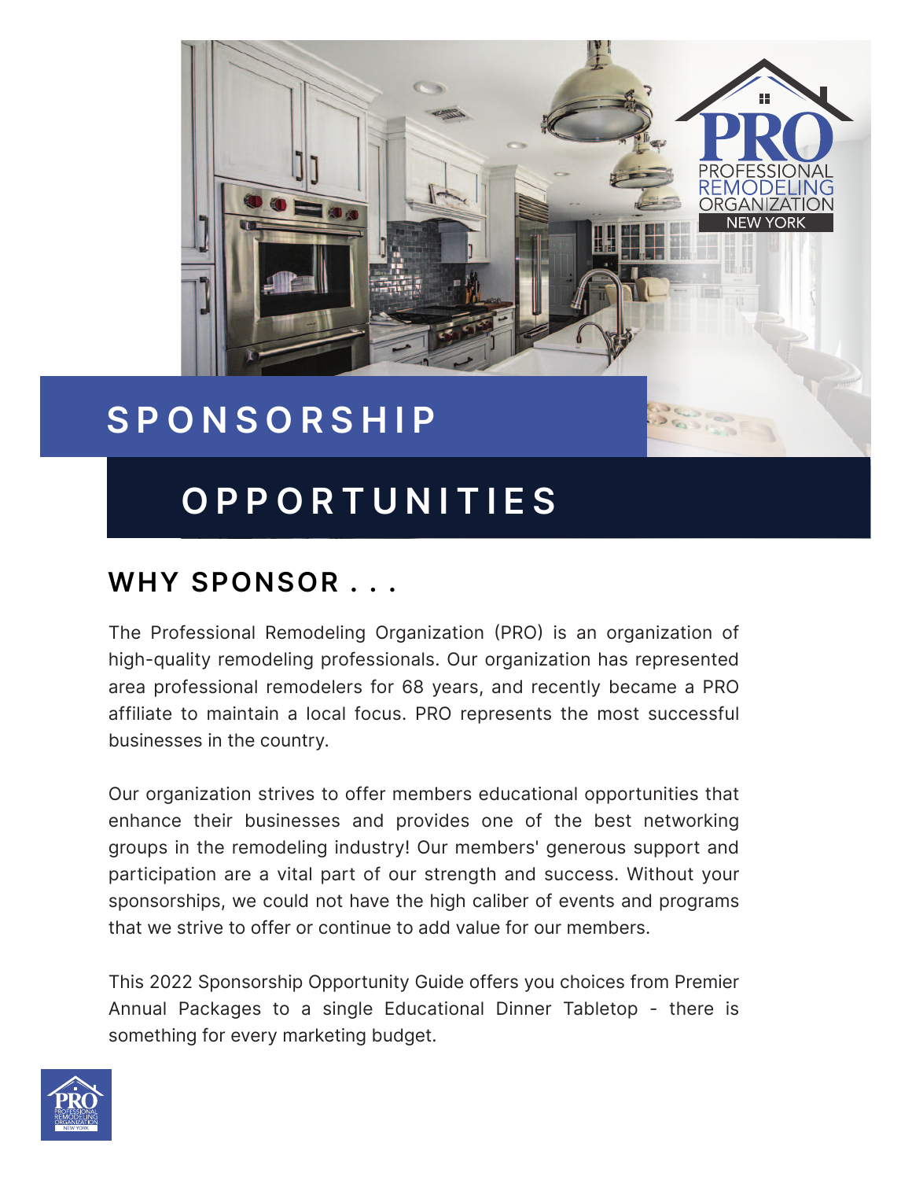# SPONSORSHIP OPPORTUNITIES

## WHY SPONSOR . . .

The Professional Remodeling Organization (PRO) is an organization of high-quality remodeling professionals. Our organization has represented area professional remodelers for 68 years, and recently became a PRO affiliate to maintain a local focus. PRO represents the most successful businesses in the country.

Our organization strives to offer members educational opportunities that enhance their businesses and provides one of the best networking groups in the remodeling industry! Our members' generous support and participation are a vital part of our strength and success. Without your sponsorships, we could not have the high caliber of events and programs that we strive to offer or continue to add value for our members.

This 2022 Sponsorship Opportunity Guide offers you choices from Premier Annual Packages to a single Educational Dinner Tabletop - there is something for every marketing budget.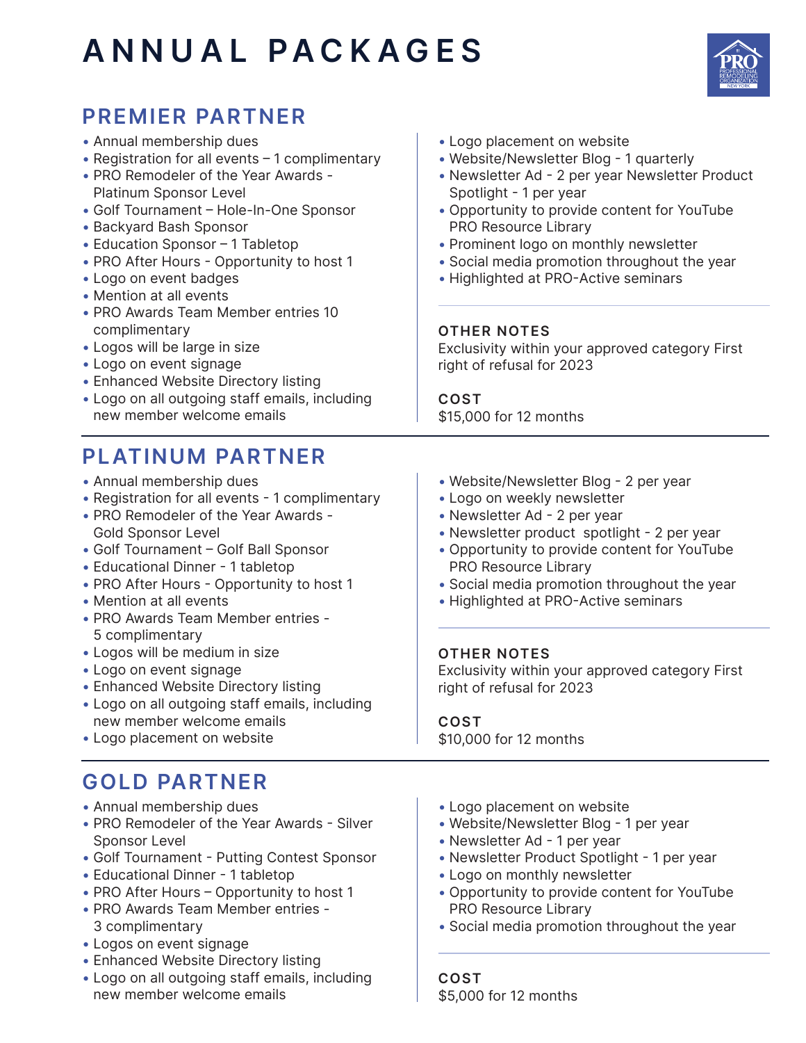# ANNUAL PACKAGES

## PREMIER PARTNER

- Annual membership dues
- Registration for all events – 1 complimentary
- PRO Remodeler of the Year Awards - Platinum Sponsor Level
- Golf Tournament – Hole-In-One Sponsor
- Backyard Bash Sponsor
- Education Sponsor – 1 Tabletop
- PRO After Hours - Opportunity to host 1
- Logo on event badges
- Mention at all events
- PRO Awards Team Member entries 10 complimentary
- Logos will be large in size
- Logo on event signage
- Enhanced Website Directory listing
- Logo on all outgoing staff emails, including new member welcome emails
- Logo placement on website
- Website/Newsletter Blog - 1 quarterly
- Newsletter Ad - 2 per year Newsletter Product Spotlight - 1 per year
- Opportunity to provide content for YouTube PRO Resource Library
- Prominent logo on monthly newsletter
- Social media promotion throughout the year
- Highlighted at PRO-Active seminars

### OTHER NOTES

Exclusivity within your approved category First right of refusal for 2023

### COST

$15,000 for 12 months

## PLATINUM PARTNER

- Annual membership dues
- Registration for all events - 1 complimentary
- PRO Remodeler of the Year Awards - Gold Sponsor Level
- Golf Tournament – Golf Ball Sponsor
- Educational Dinner - 1 tabletop
- PRO After Hours - Opportunity to host 1
- Mention at all events
- PRO Awards Team Member entries - 5 complimentary
- Logos will be medium in size
- Logo on event signage
- Enhanced Website Directory listing
- Logo on all outgoing staff emails, including new member welcome emails
- Logo placement on website
- Website/Newsletter Blog - 2 per year
- Logo on weekly newsletter
- Newsletter Ad - 2 per year
- Newsletter product spotlight - 2 per year
- Opportunity to provide content for YouTube PRO Resource Library
- Social media promotion throughout the year
- Highlighted at PRO-Active seminars

### OTHER NOTES

Exclusivity within your approved category First right of refusal for 2023

### COST

$10,000 for 12 months

## GOLD PARTNER

- Annual membership dues
- PRO Remodeler of the Year Awards - Silver Sponsor Level
- Golf Tournament - Putting Contest Sponsor
- Educational Dinner - 1 tabletop
- PRO After Hours – Opportunity to host 1
- PRO Awards Team Member entries - 3 complimentary
- Logos on event signage
- Enhanced Website Directory listing
- Logo on all outgoing staff emails, including new member welcome emails
- Logo placement on website
- Website/Newsletter Blog - 1 per year
- Newsletter Ad - 1 per year
- Newsletter Product Spotlight - 1 per year
- Logo on monthly newsletter
- Opportunity to provide content for YouTube PRO Resource Library
- Social media promotion throughout the year

### COST

$5,000 for 12 months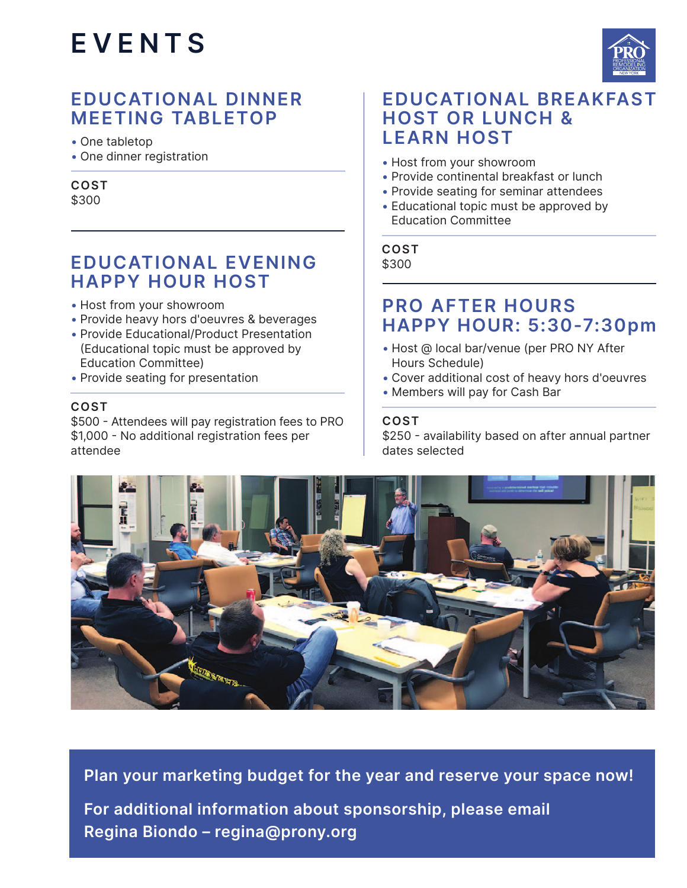# EVENTS

## EDUCATIONAL DINNER MEETING TABLETOP

- One tabletop
- One dinner registration

**COST**
$300

## EDUCATIONAL EVENING HAPPY HOUR HOST

- Host from your showroom
- Provide heavy hors d'oeuvres & beverages
- Provide Educational/Product Presentation (Educational topic must be approved by Education Committee)
- Provide seating for presentation

**COST**
$500 - Attendees will pay registration fees to PRO
$1,000 - No additional registration fees per attendee

## EDUCATIONAL BREAKFAST HOST OR LUNCH & LEARN HOST

- Host from your showroom
- Provide continental breakfast or lunch
- Provide seating for seminar attendees
- Educational topic must be approved by Education Committee

**COST**
$300

## PRO AFTER HOURS HAPPY HOUR: 5:30-7:30pm

- Host @ local bar/venue (per PRO NY After Hours Schedule)
- Cover additional cost of heavy hors d'oeuvres
- Members will pay for Cash Bar

**COST**
$250 - availability based on after annual partner dates selected

**Plan your marketing budget for the year and reserve your space now!**

**For additional information about sponsorship, please email Regina Biondo – regina@prony.org**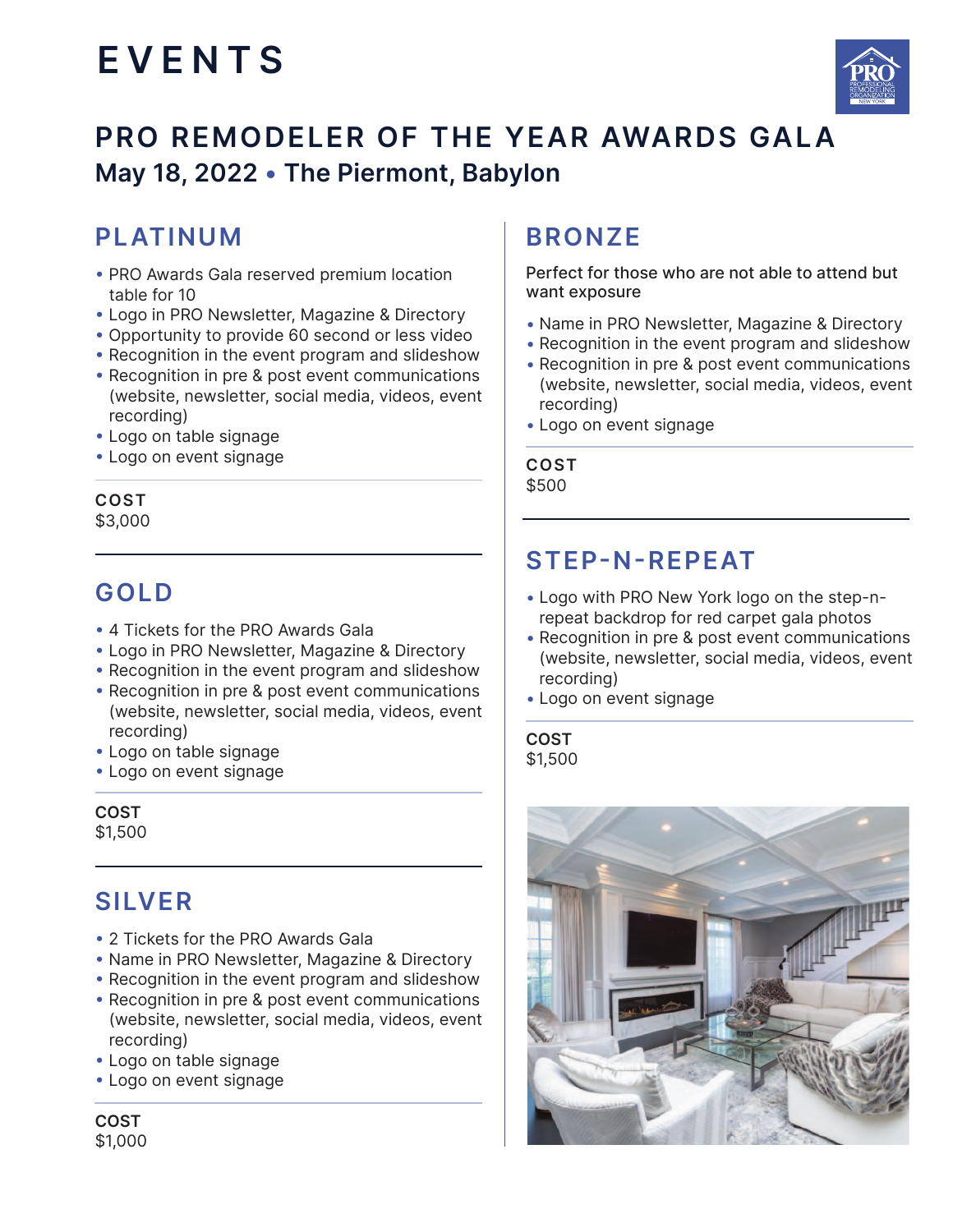# EVENTS

## PRO REMODELER OF THE YEAR AWARDS GALA

**May 18, 2022 • The Piermont, Babylon**

### PLATINUM

- PRO Awards Gala reserved premium location table for 10
- Logo in PRO Newsletter, Magazine & Directory
- Opportunity to provide 60 second or less video
- Recognition in the event program and slideshow
- Recognition in pre & post event communications (website, newsletter, social media, videos, event recording)
- Logo on table signage
- Logo on event signage

**COST**
$3,000

### GOLD

- 4 Tickets for the PRO Awards Gala
- Logo in PRO Newsletter, Magazine & Directory
- Recognition in the event program and slideshow
- Recognition in pre & post event communications (website, newsletter, social media, videos, event recording)
- Logo on table signage
- Logo on event signage

**COST**
$1,500

### SILVER

- 2 Tickets for the PRO Awards Gala
- Name in PRO Newsletter, Magazine & Directory
- Recognition in the event program and slideshow
- Recognition in pre & post event communications (website, newsletter, social media, videos, event recording)
- Logo on table signage
- Logo on event signage

**COST**
$1,000

### BRONZE

Perfect for those who are not able to attend but want exposure

- Name in PRO Newsletter, Magazine & Directory
- Recognition in the event program and slideshow
- Recognition in pre & post event communications (website, newsletter, social media, videos, event recording)
- Logo on event signage

**COST**
$500

### STEP-N-REPEAT

- Logo with PRO New York logo on the step-n-repeat backdrop for red carpet gala photos
- Recognition in pre & post event communications (website, newsletter, social media, videos, event recording)
- Logo on event signage

**COST**
$1,500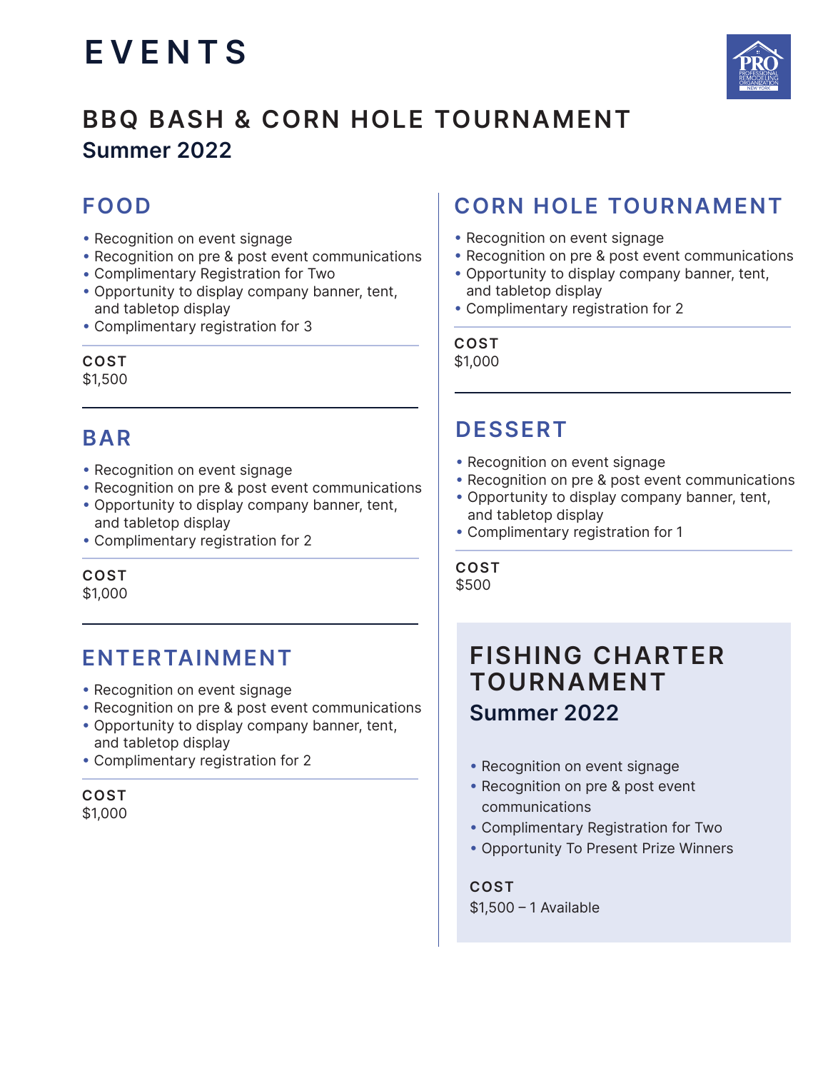# EVENTS

## BBQ BASH & CORN HOLE TOURNAMENT

### Summer 2022

### FOOD

- Recognition on event signage
- Recognition on pre & post event communications
- Complimentary Registration for Two
- Opportunity to display company banner, tent, and tabletop display
- Complimentary registration for 3

**COST**
$1,500

### BAR

- Recognition on event signage
- Recognition on pre & post event communications
- Opportunity to display company banner, tent, and tabletop display
- Complimentary registration for 2

**COST**
$1,000

### ENTERTAINMENT

- Recognition on event signage
- Recognition on pre & post event communications
- Opportunity to display company banner, tent, and tabletop display
- Complimentary registration for 2

**COST**
$1,000

### CORN HOLE TOURNAMENT

- Recognition on event signage
- Recognition on pre & post event communications
- Opportunity to display company banner, tent, and tabletop display
- Complimentary registration for 2

**COST**
$1,000

### DESSERT

- Recognition on event signage
- Recognition on pre & post event communications
- Opportunity to display company banner, tent, and tabletop display
- Complimentary registration for 1

**COST**
$500

## FISHING CHARTER TOURNAMENT

### Summer 2022

- Recognition on event signage
- Recognition on pre & post event communications
- Complimentary Registration for Two
- Opportunity To Present Prize Winners

**COST**
$1,500 – 1 Available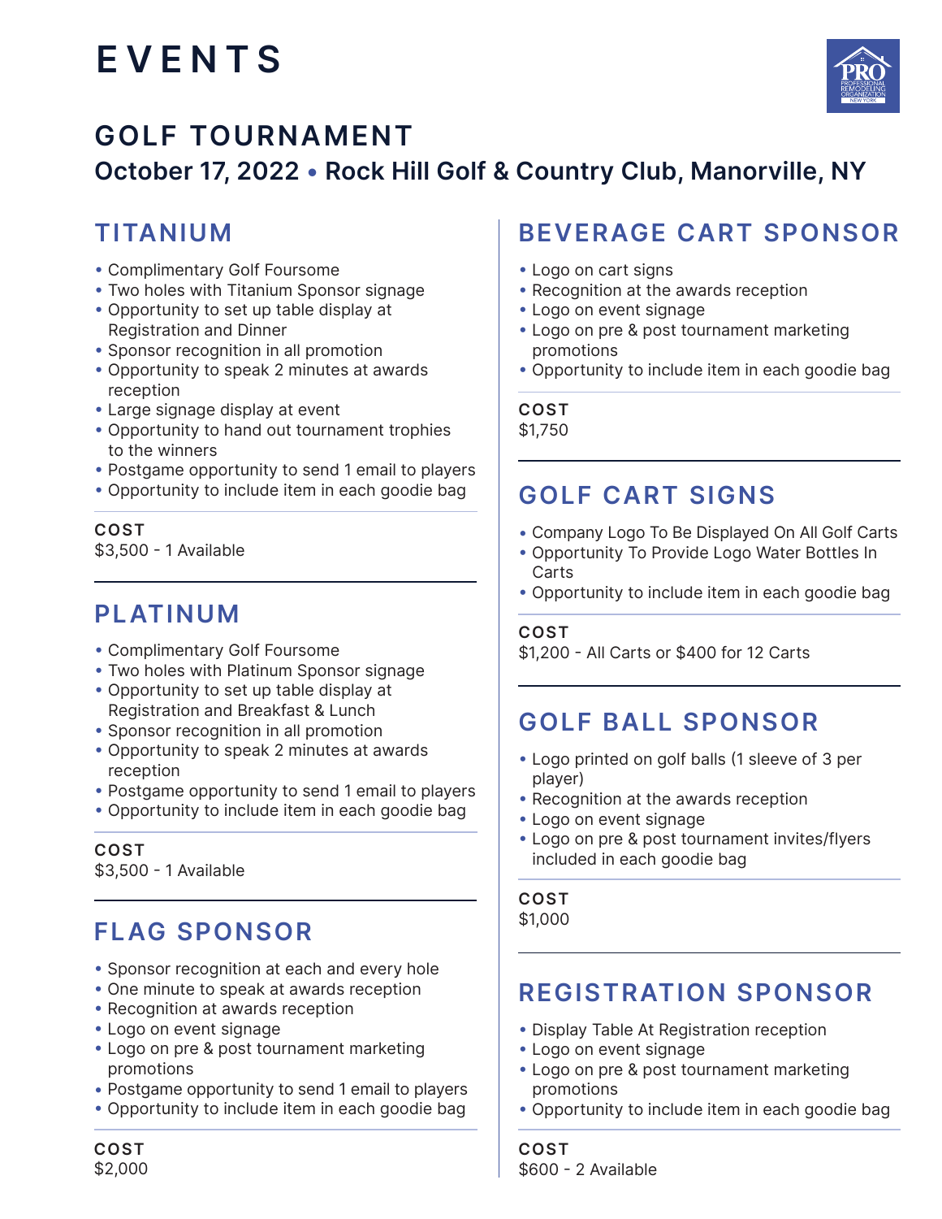# EVENTS

## GOLF TOURNAMENT

### October 17, 2022 • Rock Hill Golf & Country Club, Manorville, NY

### TITANIUM

- Complimentary Golf Foursome
- Two holes with Titanium Sponsor signage
- Opportunity to set up table display at Registration and Dinner
- Sponsor recognition in all promotion
- Opportunity to speak 2 minutes at awards reception
- Large signage display at event
- Opportunity to hand out tournament trophies to the winners
- Postgame opportunity to send 1 email to players
- Opportunity to include item in each goodie bag

**COST**
$3,500 - 1 Available

### PLATINUM

- Complimentary Golf Foursome
- Two holes with Platinum Sponsor signage
- Opportunity to set up table display at Registration and Breakfast & Lunch
- Sponsor recognition in all promotion
- Opportunity to speak 2 minutes at awards reception
- Postgame opportunity to send 1 email to players
- Opportunity to include item in each goodie bag

**COST**
$3,500 - 1 Available

### FLAG SPONSOR

- Sponsor recognition at each and every hole
- One minute to speak at awards reception
- Recognition at awards reception
- Logo on event signage
- Logo on pre & post tournament marketing promotions
- Postgame opportunity to send 1 email to players
- Opportunity to include item in each goodie bag

**COST**
$2,000

### BEVERAGE CART SPONSOR

- Logo on cart signs
- Recognition at the awards reception
- Logo on event signage
- Logo on pre & post tournament marketing promotions
- Opportunity to include item in each goodie bag

**COST**
$1,750

### GOLF CART SIGNS

- Company Logo To Be Displayed On All Golf Carts
- Opportunity To Provide Logo Water Bottles In Carts
- Opportunity to include item in each goodie bag

**COST**
$1,200 - All Carts or $400 for 12 Carts

### GOLF BALL SPONSOR

- Logo printed on golf balls (1 sleeve of 3 per player)
- Recognition at the awards reception
- Logo on event signage
- Logo on pre & post tournament invites/flyers included in each goodie bag

**COST**
$1,000

### REGISTRATION SPONSOR

- Display Table At Registration reception
- Logo on event signage
- Logo on pre & post tournament marketing promotions
- Opportunity to include item in each goodie bag

**COST**
$600 - 2 Available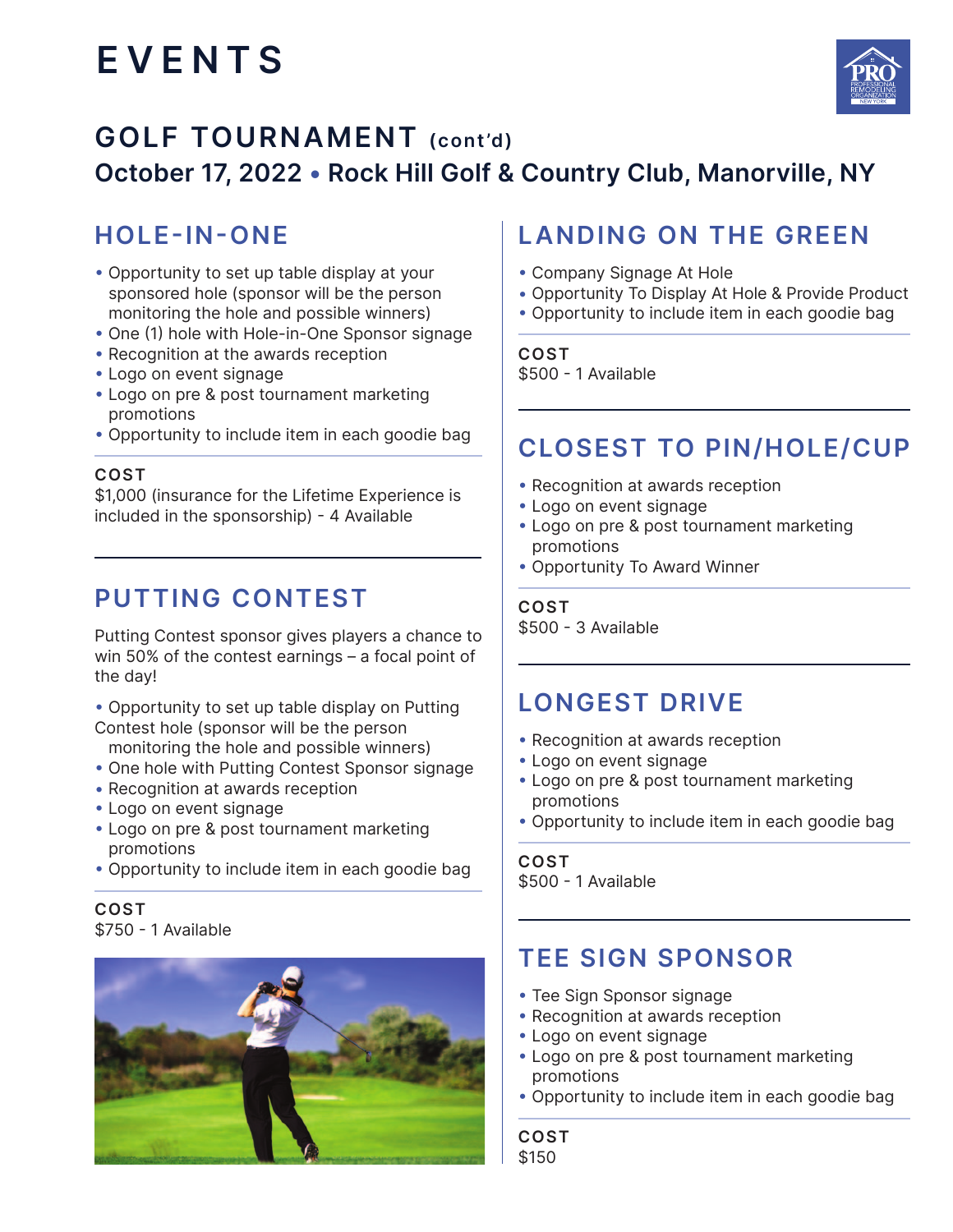# EVENTS

## GOLF TOURNAMENT (cont'd)

### October 17, 2022 • Rock Hill Golf & Country Club, Manorville, NY

### HOLE-IN-ONE

- Opportunity to set up table display at your sponsored hole (sponsor will be the person monitoring the hole and possible winners)
- One (1) hole with Hole-in-One Sponsor signage
- Recognition at the awards reception
- Logo on event signage
- Logo on pre & post tournament marketing promotions
- Opportunity to include item in each goodie bag

**COST**
$1,000 (insurance for the Lifetime Experience is included in the sponsorship) - 4 Available

### PUTTING CONTEST

Putting Contest sponsor gives players a chance to win 50% of the contest earnings – a focal point of the day!

- Opportunity to set up table display on Putting Contest hole (sponsor will be the person monitoring the hole and possible winners)
- One hole with Putting Contest Sponsor signage
- Recognition at awards reception
- Logo on event signage
- Logo on pre & post tournament marketing promotions
- Opportunity to include item in each goodie bag

**COST**
$750 - 1 Available

### LANDING ON THE GREEN

- Company Signage At Hole
- Opportunity To Display At Hole & Provide Product
- Opportunity to include item in each goodie bag

**COST**
$500 - 1 Available

### CLOSEST TO PIN/HOLE/CUP

- Recognition at awards reception
- Logo on event signage
- Logo on pre & post tournament marketing promotions
- Opportunity To Award Winner

**COST**
$500 - 3 Available

### LONGEST DRIVE

- Recognition at awards reception
- Logo on event signage
- Logo on pre & post tournament marketing promotions
- Opportunity to include item in each goodie bag

**COST**
$500 - 1 Available

### TEE SIGN SPONSOR

- Tee Sign Sponsor signage
- Recognition at awards reception
- Logo on event signage
- Logo on pre & post tournament marketing promotions
- Opportunity to include item in each goodie bag

**COST**
$150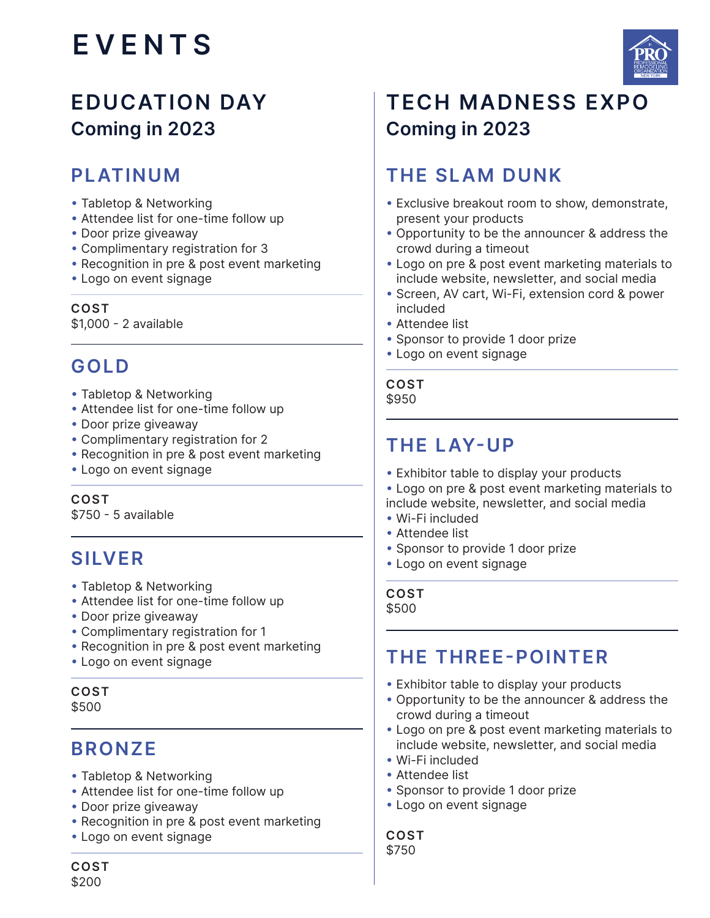# EVENTS

## EDUCATION DAY
### Coming in 2023

### PLATINUM

- Tabletop & Networking
- Attendee list for one-time follow up
- Door prize giveaway
- Complimentary registration for 3
- Recognition in pre & post event marketing
- Logo on event signage

**COST**
$1,000 - 2 available

### GOLD

- Tabletop & Networking
- Attendee list for one-time follow up
- Door prize giveaway
- Complimentary registration for 2
- Recognition in pre & post event marketing
- Logo on event signage

**COST**
$750 - 5 available

### SILVER

- Tabletop & Networking
- Attendee list for one-time follow up
- Door prize giveaway
- Complimentary registration for 1
- Recognition in pre & post event marketing
- Logo on event signage

**COST**
$500

### BRONZE

- Tabletop & Networking
- Attendee list for one-time follow up
- Door prize giveaway
- Recognition in pre & post event marketing
- Logo on event signage

**COST**
$200

## TECH MADNESS EXPO
### Coming in 2023

### THE SLAM DUNK

- Exclusive breakout room to show, demonstrate, present your products
- Opportunity to be the announcer & address the crowd during a timeout
- Logo on pre & post event marketing materials to include website, newsletter, and social media
- Screen, AV cart, Wi-Fi, extension cord & power included
- Attendee list
- Sponsor to provide 1 door prize
- Logo on event signage

**COST**
$950

### THE LAY-UP

- Exhibitor table to display your products
- Logo on pre & post event marketing materials to include website, newsletter, and social media
- Wi-Fi included
- Attendee list
- Sponsor to provide 1 door prize
- Logo on event signage

**COST**
$500

### THE THREE-POINTER

- Exhibitor table to display your products
- Opportunity to be the announcer & address the crowd during a timeout
- Logo on pre & post event marketing materials to include website, newsletter, and social media
- Wi-Fi included
- Attendee list
- Sponsor to provide 1 door prize
- Logo on event signage

**COST**
$750